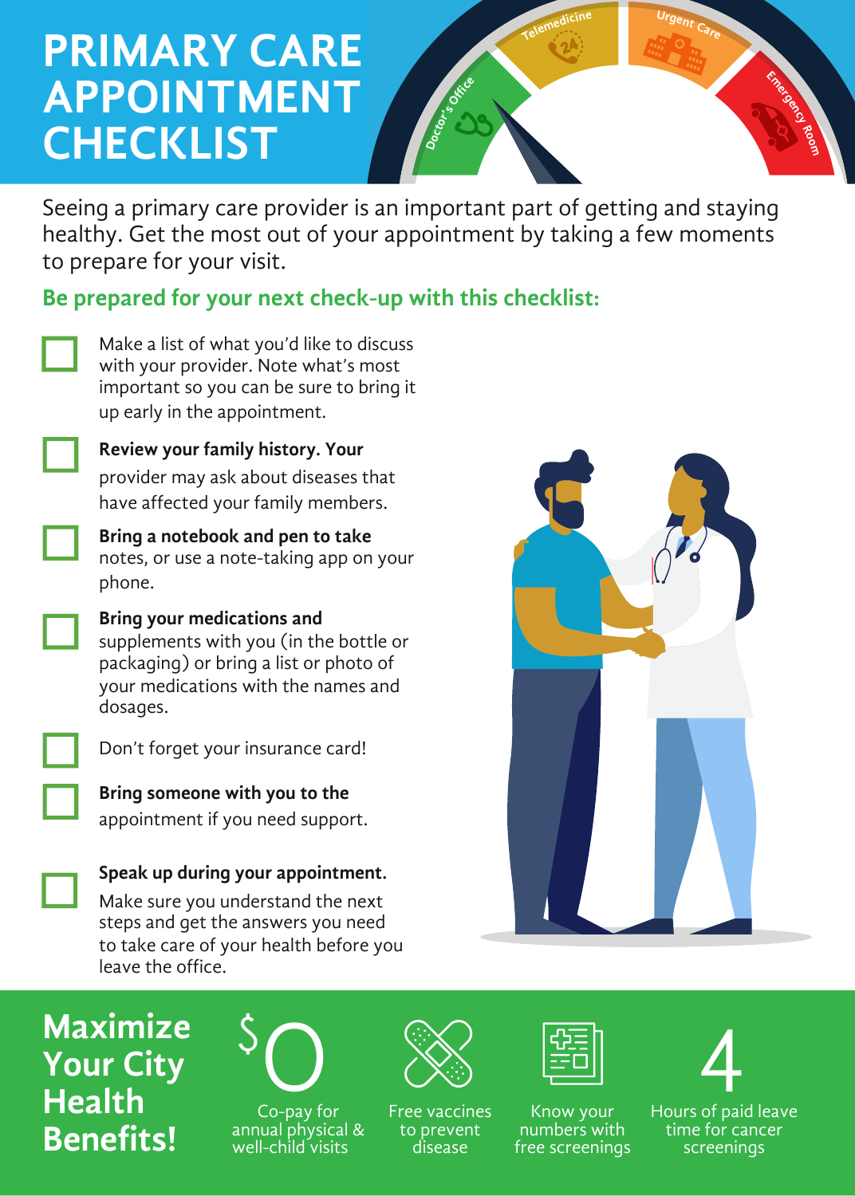# PRIMARY CARE APPOINTMENT CHECKLIST

Doctor's Office · Telemedicine · Urgent Care · Emergency Room

Seeing a primary care provider is an important part of getting and staying healthy. Get the most out of your appointment by taking a few moments to prepare for your visit.

## Be prepared for your next check-up with this checklist:

- [ ] Make a list of what you'd like to discuss with your provider. Note what's most important so you can be sure to bring it up early in the appointment.
- [ ] **Review your family history.** Your provider may ask about diseases that have affected your family members.
- [ ] **Bring a notebook and pen to take** notes, or use a note-taking app on your phone.
- [ ] **Bring your medications and** supplements with you (in the bottle or packaging) or bring a list or photo of your medications with the names and dosages.
- [ ] Don't forget your insurance card!
- [ ] **Bring someone with you to the** appointment if you need support.
- [ ] **Speak up during your appointment.** Make sure you understand the next steps and get the answers you need to take care of your health before you leave the office.

## Maximize Your City Health Benefits!

- **$0** Co-pay for annual physical & well-child visits
- Free vaccines to prevent disease
- Know your numbers with free screenings
- **4** Hours of paid leave time for cancer screenings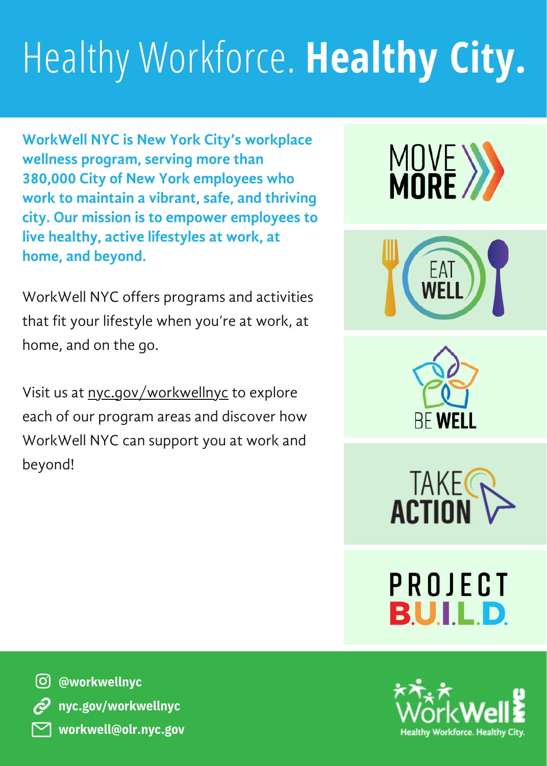# Healthy Workforce. **Healthy City.**

**WorkWell NYC is New York City's workplace wellness program, serving more than 380,000 City of New York employees who work to maintain a vibrant, safe, and thriving city. Our mission is to empower employees to live healthy, active lifestyles at work, at home, and beyond.**

WorkWell NYC offers programs and activities that fit your lifestyle when you're at work, at home, and on the go.

Visit us at nyc.gov/workwellnyc to explore each of our program areas and discover how WorkWell NYC can support you at work and beyond!

MOVE MORE

EAT WELL

BE WELL

TAKE ACTION

PROJECT B.U.I.L.D.

**@workwellnyc**

**nyc.gov/workwellnyc**

**workwell@olr.nyc.gov**

WorkWell NYC

Healthy Workforce. Healthy City.